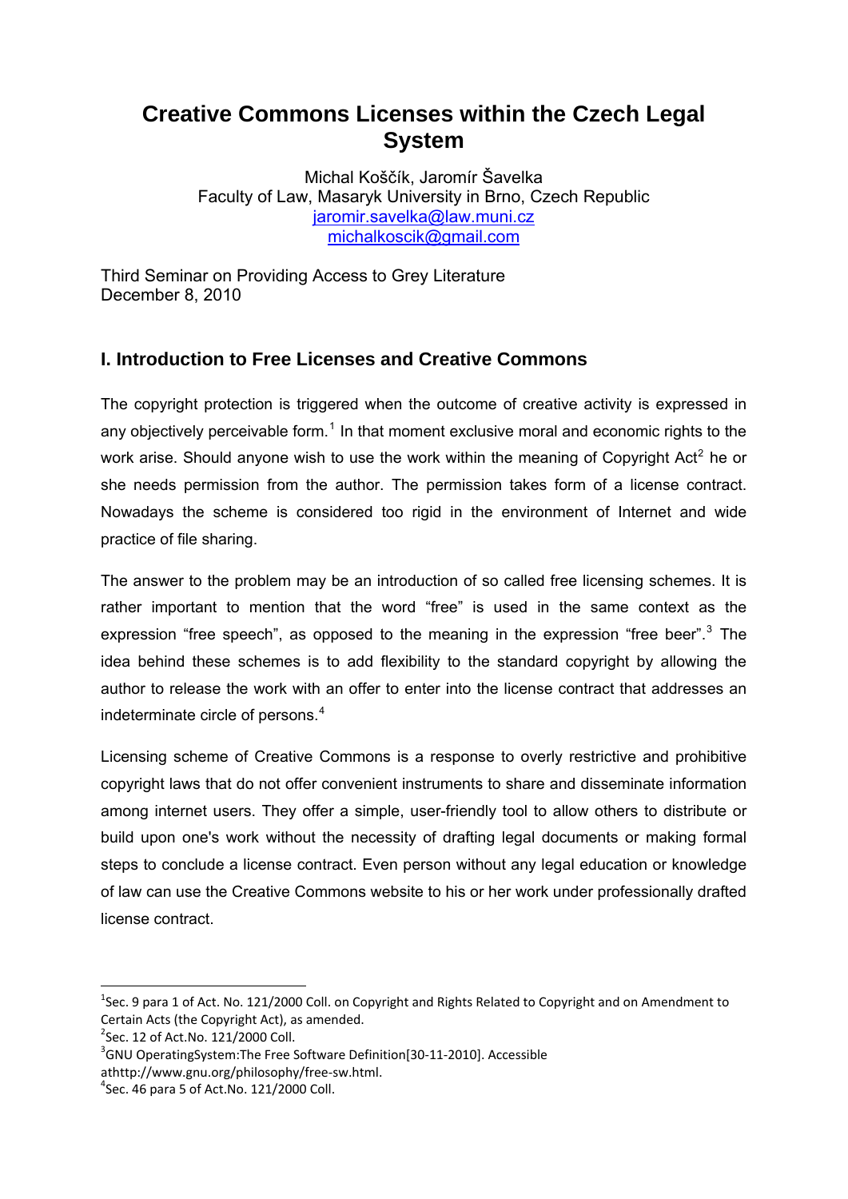# Creative Commons Licenses within the Czech Legal System

Michal Koščík, Jaromír Šavelka
Faculty of Law, Masaryk University in Brno, Czech Republic
jaromir.savelka@law.muni.cz
michalkoscik@gmail.com

Third Seminar on Providing Access to Grey Literature
December 8, 2010

## I. Introduction to Free Licenses and Creative Commons

The copyright protection is triggered when the outcome of creative activity is expressed in any objectively perceivable form.[1] In that moment exclusive moral and economic rights to the work arise. Should anyone wish to use the work within the meaning of Copyright Act[2] he or she needs permission from the author. The permission takes form of a license contract. Nowadays the scheme is considered too rigid in the environment of Internet and wide practice of file sharing.

The answer to the problem may be an introduction of so called free licensing schemes. It is rather important to mention that the word “free” is used in the same context as the expression “free speech”, as opposed to the meaning in the expression “free beer”.[3] The idea behind these schemes is to add flexibility to the standard copyright by allowing the author to release the work with an offer to enter into the license contract that addresses an indeterminate circle of persons.[4]

Licensing scheme of Creative Commons is a response to overly restrictive and prohibitive copyright laws that do not offer convenient instruments to share and disseminate information among internet users. They offer a simple, user-friendly tool to allow others to distribute or build upon one's work without the necessity of drafting legal documents or making formal steps to conclude a license contract. Even person without any legal education or knowledge of law can use the Creative Commons website to his or her work under professionally drafted license contract.

---

[1] Sec. 9 para 1 of Act. No. 121/2000 Coll. on Copyright and Rights Related to Copyright and on Amendment to Certain Acts (the Copyright Act), as amended.

[2] Sec. 12 of Act.No. 121/2000 Coll.

[3] GNU OperatingSystem:The Free Software Definition[30-11-2010]. Accessible athttp://www.gnu.org/philosophy/free-sw.html.

[4] Sec. 46 para 5 of Act.No. 121/2000 Coll.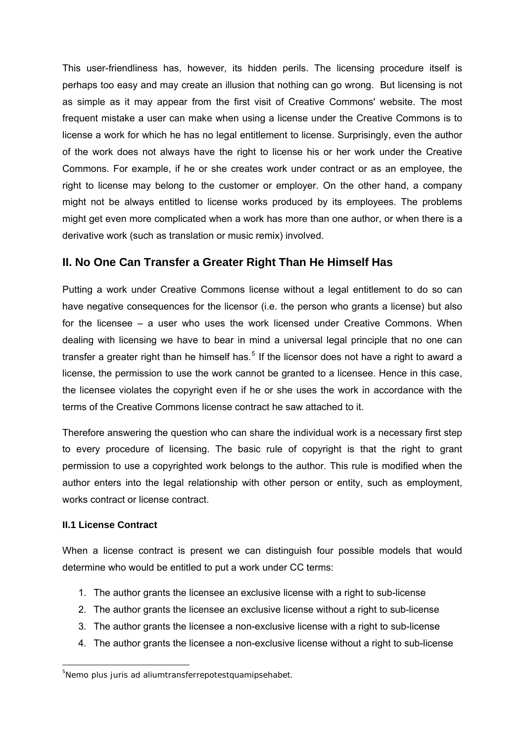This user-friendliness has, however, its hidden perils. The licensing procedure itself is perhaps too easy and may create an illusion that nothing can go wrong. But licensing is not as simple as it may appear from the first visit of Creative Commons' website. The most frequent mistake a user can make when using a license under the Creative Commons is to license a work for which he has no legal entitlement to license. Surprisingly, even the author of the work does not always have the right to license his or her work under the Creative Commons. For example, if he or she creates work under contract or as an employee, the right to license may belong to the customer or employer. On the other hand, a company might not be always entitled to license works produced by its employees. The problems might get even more complicated when a work has more than one author, or when there is a derivative work (such as translation or music remix) involved.

## II. No One Can Transfer a Greater Right Than He Himself Has

Putting a work under Creative Commons license without a legal entitlement to do so can have negative consequences for the licensor (i.e. the person who grants a license) but also for the licensee – a user who uses the work licensed under Creative Commons. When dealing with licensing we have to bear in mind a universal legal principle that no one can transfer a greater right than he himself has.[5] If the licensor does not have a right to award a license, the permission to use the work cannot be granted to a licensee. Hence in this case, the licensee violates the copyright even if he or she uses the work in accordance with the terms of the Creative Commons license contract he saw attached to it.

Therefore answering the question who can share the individual work is a necessary first step to every procedure of licensing. The basic rule of copyright is that the right to grant permission to use a copyrighted work belongs to the author. This rule is modified when the author enters into the legal relationship with other person or entity, such as employment, works contract or license contract.

### II.1 License Contract

When a license contract is present we can distinguish four possible models that would determine who would be entitled to put a work under CC terms:

1. The author grants the licensee an exclusive license with a right to sub-license
2. The author grants the licensee an exclusive license without a right to sub-license
3. The author grants the licensee a non-exclusive license with a right to sub-license
4. The author grants the licensee a non-exclusive license without a right to sub-license

[5] Nemo plus juris ad aliumtransferrepotestquamipsehabet.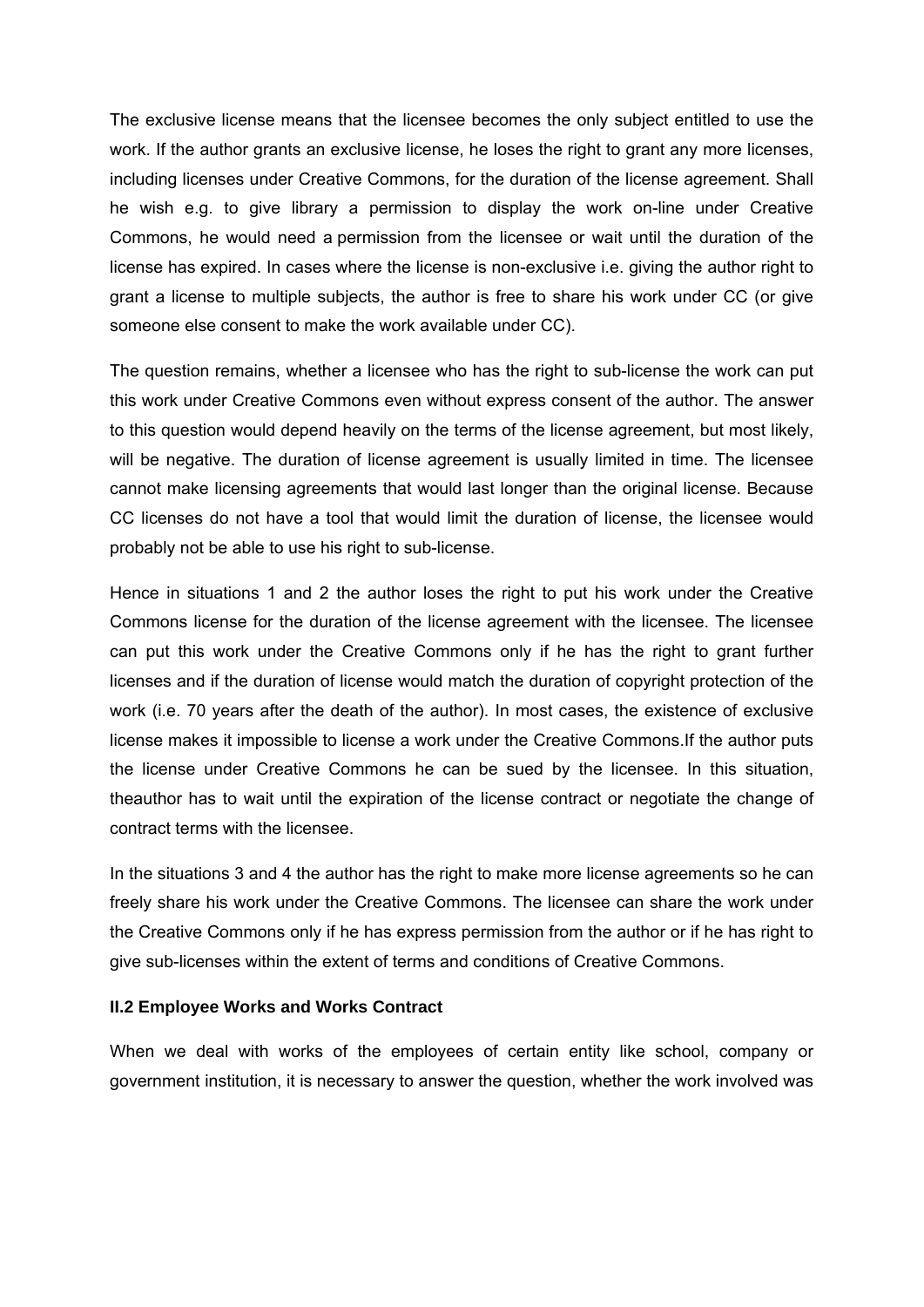The exclusive license means that the licensee becomes the only subject entitled to use the work. If the author grants an exclusive license, he loses the right to grant any more licenses, including licenses under Creative Commons, for the duration of the license agreement. Shall he wish e.g. to give library a permission to display the work on-line under Creative Commons, he would need a permission from the licensee or wait until the duration of the license has expired. In cases where the license is non-exclusive i.e. giving the author right to grant a license to multiple subjects, the author is free to share his work under CC (or give someone else consent to make the work available under CC).

The question remains, whether a licensee who has the right to sub-license the work can put this work under Creative Commons even without express consent of the author. The answer to this question would depend heavily on the terms of the license agreement, but most likely, will be negative. The duration of license agreement is usually limited in time. The licensee cannot make licensing agreements that would last longer than the original license. Because CC licenses do not have a tool that would limit the duration of license, the licensee would probably not be able to use his right to sub-license.

Hence in situations 1 and 2 the author loses the right to put his work under the Creative Commons license for the duration of the license agreement with the licensee. The licensee can put this work under the Creative Commons only if he has the right to grant further licenses and if the duration of license would match the duration of copyright protection of the work (i.e. 70 years after the death of the author). In most cases, the existence of exclusive license makes it impossible to license a work under the Creative Commons.If the author puts the license under Creative Commons he can be sued by the licensee. In this situation, theauthor has to wait until the expiration of the license contract or negotiate the change of contract terms with the licensee.

In the situations 3 and 4 the author has the right to make more license agreements so he can freely share his work under the Creative Commons. The licensee can share the work under the Creative Commons only if he has express permission from the author or if he has right to give sub-licenses within the extent of terms and conditions of Creative Commons.

### II.2 Employee Works and Works Contract

When we deal with works of the employees of certain entity like school, company or government institution, it is necessary to answer the question, whether the work involved was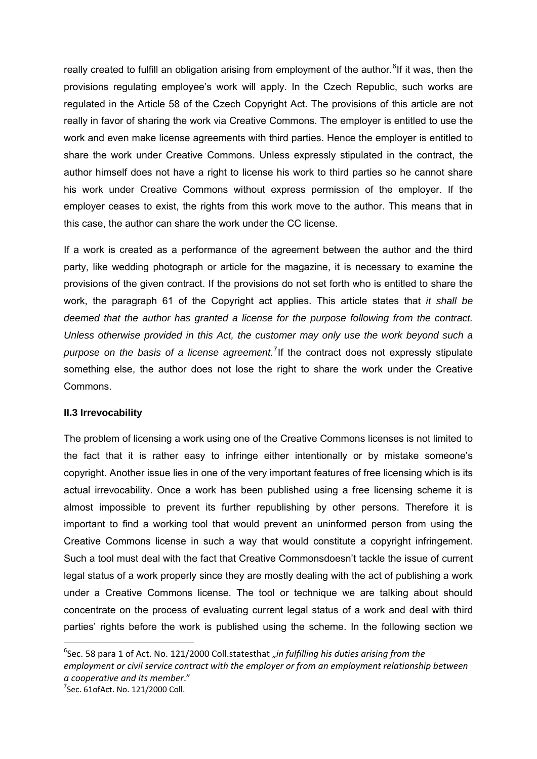really created to fulfill an obligation arising from employment of the author.[6]If it was, then the provisions regulating employee's work will apply. In the Czech Republic, such works are regulated in the Article 58 of the Czech Copyright Act. The provisions of this article are not really in favor of sharing the work via Creative Commons. The employer is entitled to use the work and even make license agreements with third parties. Hence the employer is entitled to share the work under Creative Commons. Unless expressly stipulated in the contract, the author himself does not have a right to license his work to third parties so he cannot share his work under Creative Commons without express permission of the employer. If the employer ceases to exist, the rights from this work move to the author. This means that in this case, the author can share the work under the CC license.

If a work is created as a performance of the agreement between the author and the third party, like wedding photograph or article for the magazine, it is necessary to examine the provisions of the given contract. If the provisions do not set forth who is entitled to share the work, the paragraph 61 of the Copyright act applies. This article states that *it shall be deemed that the author has granted a license for the purpose following from the contract. Unless otherwise provided in this Act, the customer may only use the work beyond such a purpose on the basis of a license agreement.*[7]If the contract does not expressly stipulate something else, the author does not lose the right to share the work under the Creative Commons.

### II.3 Irrevocability

The problem of licensing a work using one of the Creative Commons licenses is not limited to the fact that it is rather easy to infringe either intentionally or by mistake someone's copyright. Another issue lies in one of the very important features of free licensing which is its actual irrevocability. Once a work has been published using a free licensing scheme it is almost impossible to prevent its further republishing by other persons. Therefore it is important to find a working tool that would prevent an uninformed person from using the Creative Commons license in such a way that would constitute a copyright infringement. Such a tool must deal with the fact that Creative Commonsdoesn't tackle the issue of current legal status of a work properly since they are mostly dealing with the act of publishing a work under a Creative Commons license. The tool or technique we are talking about should concentrate on the process of evaluating current legal status of a work and deal with third parties' rights before the work is published using the scheme. In the following section we

---

[6]Sec. 58 para 1 of Act. No. 121/2000 Coll.statesthat „*in fulfilling his duties arising from the employment or civil service contract with the employer or from an employment relationship between a cooperative and its member*."

[7]Sec. 61ofAct. No. 121/2000 Coll.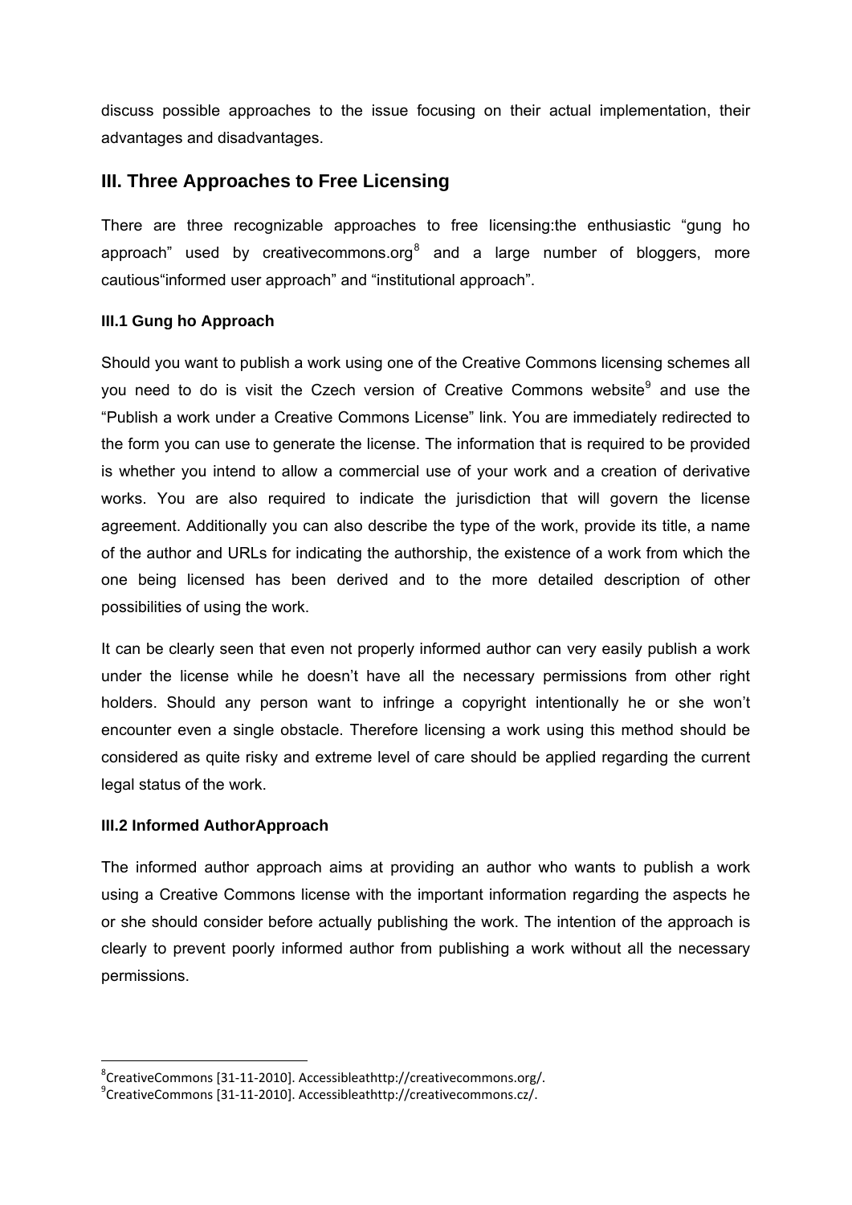discuss possible approaches to the issue focusing on their actual implementation, their advantages and disadvantages.

## III. Three Approaches to Free Licensing

There are three recognizable approaches to free licensing:the enthusiastic "gung ho approach" used by creativecommons.org[8] and a large number of bloggers, more cautious"informed user approach" and "institutional approach".

### III.1 Gung ho Approach

Should you want to publish a work using one of the Creative Commons licensing schemes all you need to do is visit the Czech version of Creative Commons website[9] and use the "Publish a work under a Creative Commons License" link. You are immediately redirected to the form you can use to generate the license. The information that is required to be provided is whether you intend to allow a commercial use of your work and a creation of derivative works. You are also required to indicate the jurisdiction that will govern the license agreement. Additionally you can also describe the type of the work, provide its title, a name of the author and URLs for indicating the authorship, the existence of a work from which the one being licensed has been derived and to the more detailed description of other possibilities of using the work.

It can be clearly seen that even not properly informed author can very easily publish a work under the license while he doesn't have all the necessary permissions from other right holders. Should any person want to infringe a copyright intentionally he or she won't encounter even a single obstacle. Therefore licensing a work using this method should be considered as quite risky and extreme level of care should be applied regarding the current legal status of the work.

### III.2 Informed AuthorApproach

The informed author approach aims at providing an author who wants to publish a work using a Creative Commons license with the important information regarding the aspects he or she should consider before actually publishing the work. The intention of the approach is clearly to prevent poorly informed author from publishing a work without all the necessary permissions.

---

[8] CreativeCommons [31-11-2010]. Accessibleathttp://creativecommons.org/.
[9] CreativeCommons [31-11-2010]. Accessibleathttp://creativecommons.cz/.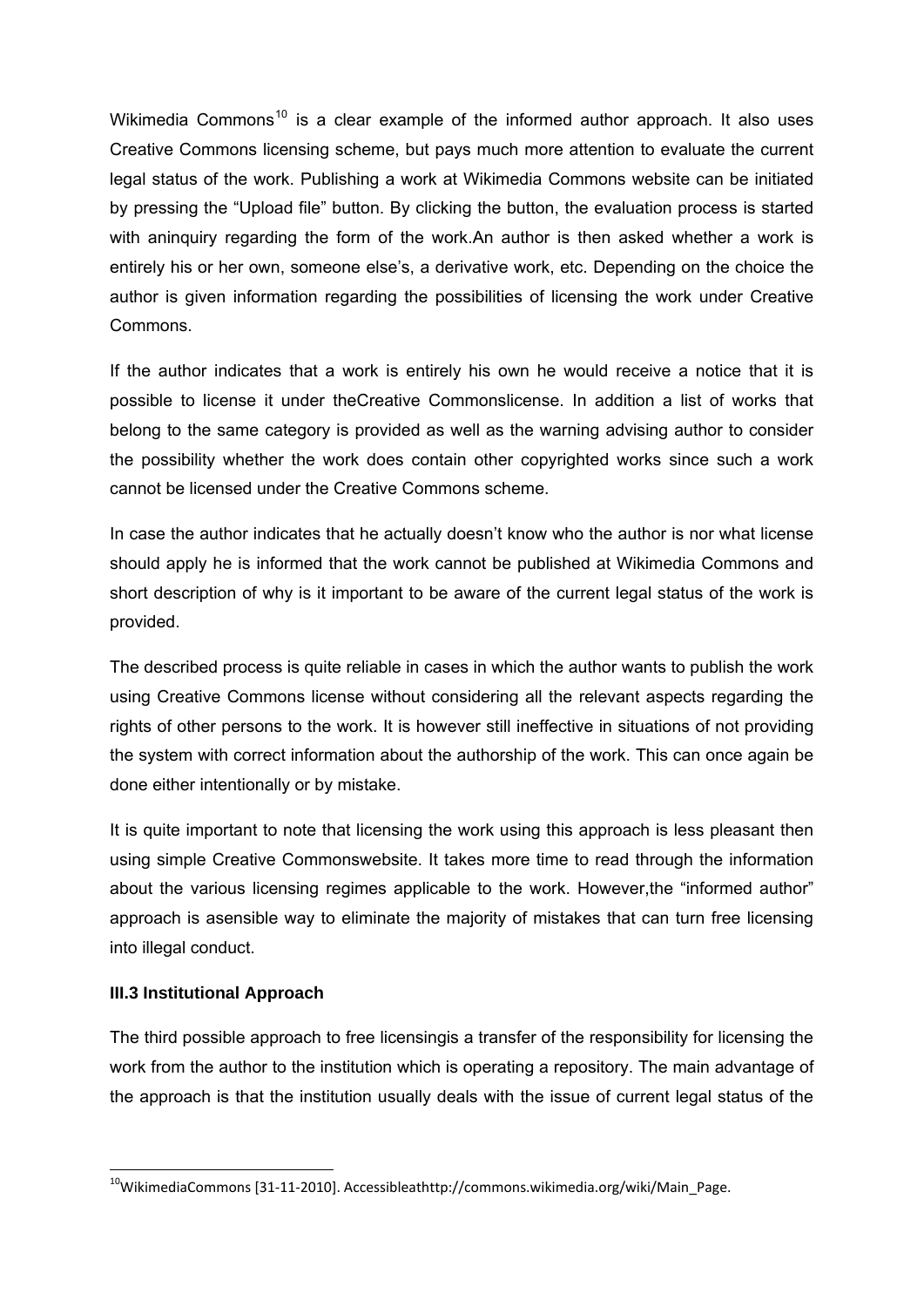Wikimedia Commons[10] is a clear example of the informed author approach. It also uses Creative Commons licensing scheme, but pays much more attention to evaluate the current legal status of the work. Publishing a work at Wikimedia Commons website can be initiated by pressing the "Upload file" button. By clicking the button, the evaluation process is started with aninquiry regarding the form of the work.An author is then asked whether a work is entirely his or her own, someone else's, a derivative work, etc. Depending on the choice the author is given information regarding the possibilities of licensing the work under Creative Commons.

If the author indicates that a work is entirely his own he would receive a notice that it is possible to license it under theCreative Commonslicense. In addition a list of works that belong to the same category is provided as well as the warning advising author to consider the possibility whether the work does contain other copyrighted works since such a work cannot be licensed under the Creative Commons scheme.

In case the author indicates that he actually doesn't know who the author is nor what license should apply he is informed that the work cannot be published at Wikimedia Commons and short description of why is it important to be aware of the current legal status of the work is provided.

The described process is quite reliable in cases in which the author wants to publish the work using Creative Commons license without considering all the relevant aspects regarding the rights of other persons to the work. It is however still ineffective in situations of not providing the system with correct information about the authorship of the work. This can once again be done either intentionally or by mistake.

It is quite important to note that licensing the work using this approach is less pleasant then using simple Creative Commonswebsite. It takes more time to read through the information about the various licensing regimes applicable to the work. However,the "informed author" approach is asensible way to eliminate the majority of mistakes that can turn free licensing into illegal conduct.

### III.3 Institutional Approach

The third possible approach to free licensingis a transfer of the responsibility for licensing the work from the author to the institution which is operating a repository. The main advantage of the approach is that the institution usually deals with the issue of current legal status of the

[10] WikimediaCommons [31-11-2010]. Accessibleathttp://commons.wikimedia.org/wiki/Main_Page.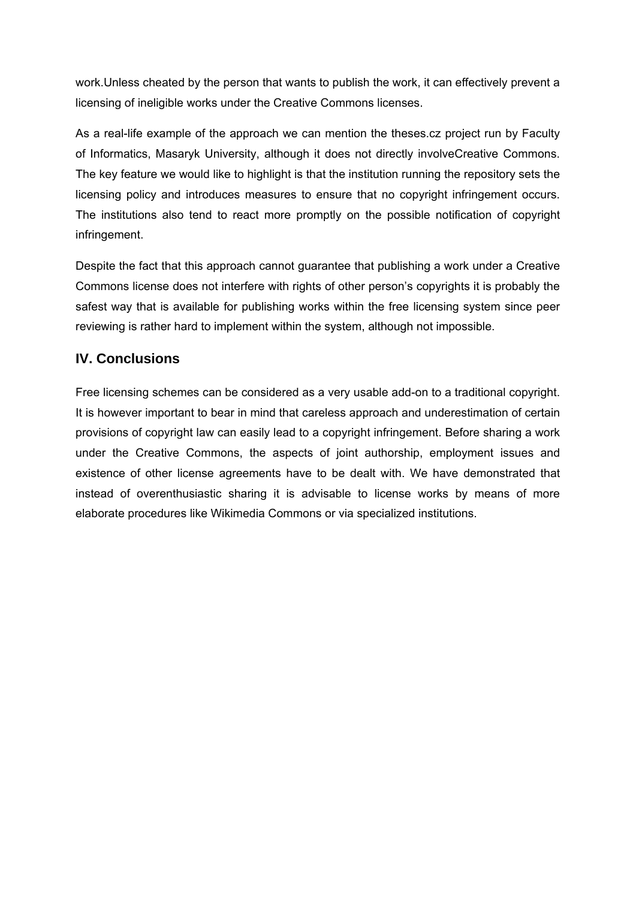work.Unless cheated by the person that wants to publish the work, it can effectively prevent a licensing of ineligible works under the Creative Commons licenses.

As a real-life example of the approach we can mention the theses.cz project run by Faculty of Informatics, Masaryk University, although it does not directly involveCreative Commons. The key feature we would like to highlight is that the institution running the repository sets the licensing policy and introduces measures to ensure that no copyright infringement occurs. The institutions also tend to react more promptly on the possible notification of copyright infringement.

Despite the fact that this approach cannot guarantee that publishing a work under a Creative Commons license does not interfere with rights of other person's copyrights it is probably the safest way that is available for publishing works within the free licensing system since peer reviewing is rather hard to implement within the system, although not impossible.

## IV. Conclusions

Free licensing schemes can be considered as a very usable add-on to a traditional copyright. It is however important to bear in mind that careless approach and underestimation of certain provisions of copyright law can easily lead to a copyright infringement. Before sharing a work under the Creative Commons, the aspects of joint authorship, employment issues and existence of other license agreements have to be dealt with. We have demonstrated that instead of overenthusiastic sharing it is advisable to license works by means of more elaborate procedures like Wikimedia Commons or via specialized institutions.